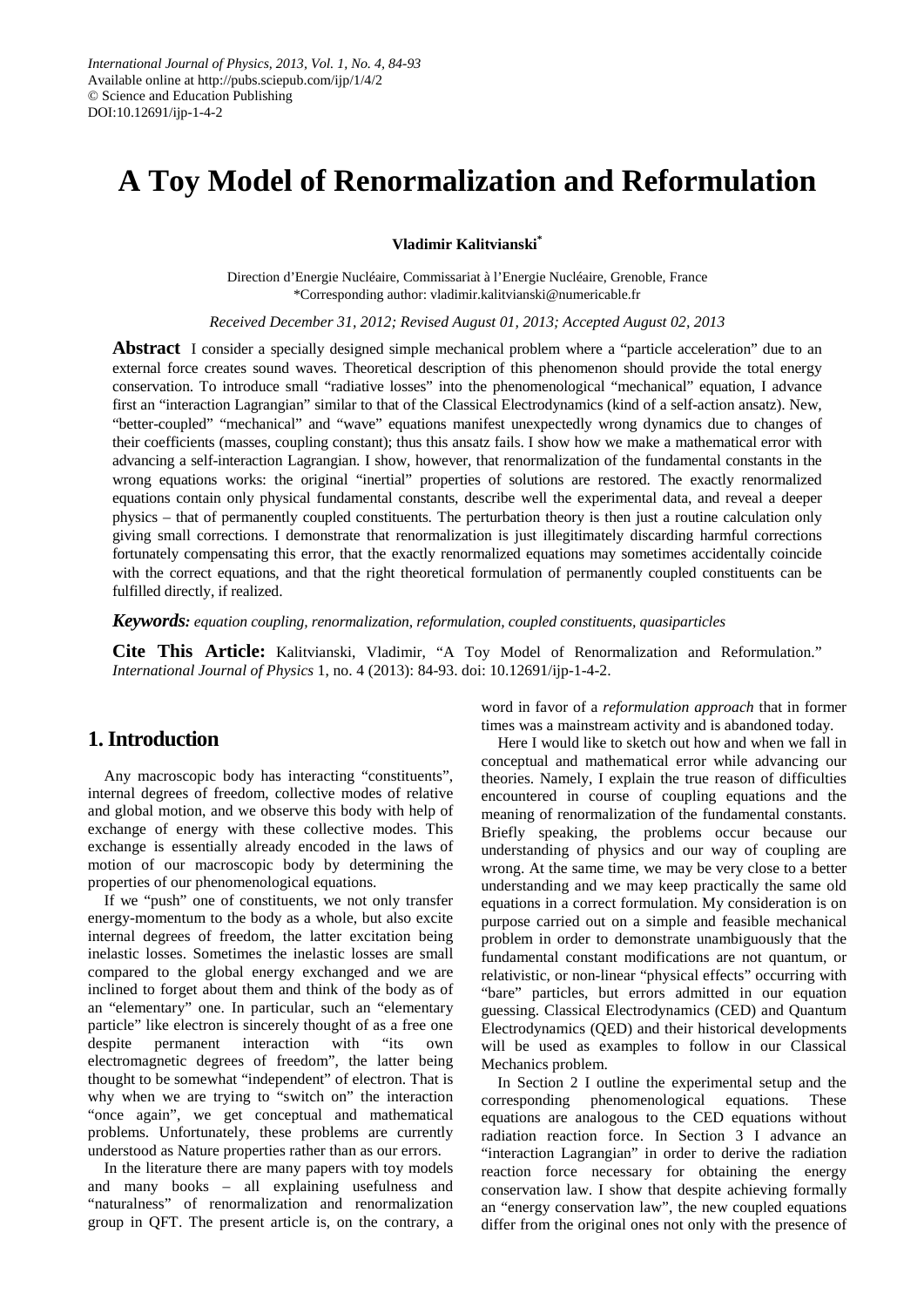# A Toy Model of Renormalization and Reformulation

**Vladimir Kalitvianski***

Direction d'Energie Nucléaire, Commissariat à l'Energie Nucléaire, Grenoble, France
*Corresponding author: vladimir.kalitvianski@numericable.fr

*Received December 31, 2012; Revised August 01, 2013; Accepted August 02, 2013*

**Abstract** I consider a specially designed simple mechanical problem where a "particle acceleration" due to an external force creates sound waves. Theoretical description of this phenomenon should provide the total energy conservation. To introduce small "radiative losses" into the phenomenological "mechanical" equation, I advance first an "interaction Lagrangian" similar to that of the Classical Electrodynamics (kind of a self-action ansatz). New, "better-coupled" "mechanical" and "wave" equations manifest unexpectedly wrong dynamics due to changes of their coefficients (masses, coupling constant); thus this ansatz fails. I show how we make a mathematical error with advancing a self-interaction Lagrangian. I show, however, that renormalization of the fundamental constants in the wrong equations works: the original "inertial" properties of solutions are restored. The exactly renormalized equations contain only physical fundamental constants, describe well the experimental data, and reveal a deeper physics – that of permanently coupled constituents. The perturbation theory is then just a routine calculation only giving small corrections. I demonstrate that renormalization is just illegitimately discarding harmful corrections fortunately compensating this error, that the exactly renormalized equations may sometimes accidentally coincide with the correct equations, and that the right theoretical formulation of permanently coupled constituents can be fulfilled directly, if realized.

***Keywords:*** *equation coupling, renormalization, reformulation, coupled constituents, quasiparticles*

**Cite This Article:** Kalitvianski, Vladimir, "A Toy Model of Renormalization and Reformulation." *International Journal of Physics* 1, no. 4 (2013): 84-93. doi: 10.12691/ijp-1-4-2.

## 1. Introduction

Any macroscopic body has interacting "constituents", internal degrees of freedom, collective modes of relative and global motion, and we observe this body with help of exchange of energy with these collective modes. This exchange is essentially already encoded in the laws of motion of our macroscopic body by determining the properties of our phenomenological equations.

If we "push" one of constituents, we not only transfer energy-momentum to the body as a whole, but also excite internal degrees of freedom, the latter excitation being inelastic losses. Sometimes the inelastic losses are small compared to the global energy exchanged and we are inclined to forget about them and think of the body as of an "elementary" one. In particular, such an "elementary particle" like electron is sincerely thought of as a free one despite permanent interaction with "its own electromagnetic degrees of freedom", the latter being thought to be somewhat "independent" of the electron. That is why when we are trying to "switch on" the interaction "once again", we get conceptual and mathematical problems. Unfortunately, these problems are currently understood as Nature properties rather than as our errors.

In the literature there are many papers with toy models and many books – all explaining usefulness and "naturalness" of renormalization and renormalization group in QFT. The present article is, on the contrary, a word in favor of a *reformulation approach* that in former times was a mainstream activity and is abandoned today.

Here I would like to sketch out how and when we fall in conceptual and mathematical error while advancing our theories. Namely, I explain the true reason of difficulties encountered in course of coupling equations and the meaning of renormalization of the fundamental constants. Briefly speaking, the problems occur because our understanding of physics and our way of coupling are wrong. At the same time, we may be very close to a better understanding and we may keep practically the same old equations in a correct formulation. My consideration is on purpose carried out on a simple and feasible mechanical problem in order to demonstrate unambiguously that the fundamental constant modifications are not quantum, or relativistic, or non-linear "physical effects" occurring with "bare" particles, but errors admitted in our equation guessing. Classical Electrodynamics (CED) and Quantum Electrodynamics (QED) and their historical developments will be used as examples to follow in our Classical Mechanics problem.

In Section 2 I outline the experimental setup and the corresponding phenomenological equations. These equations are analogous to the CED equations without radiation reaction force. In Section 3 I advance an "interaction Lagrangian" in order to derive the radiation reaction force necessary for obtaining the energy conservation law. I show that despite achieving formally an "energy conservation law", the new coupled equations differ from the original ones not only with the presence of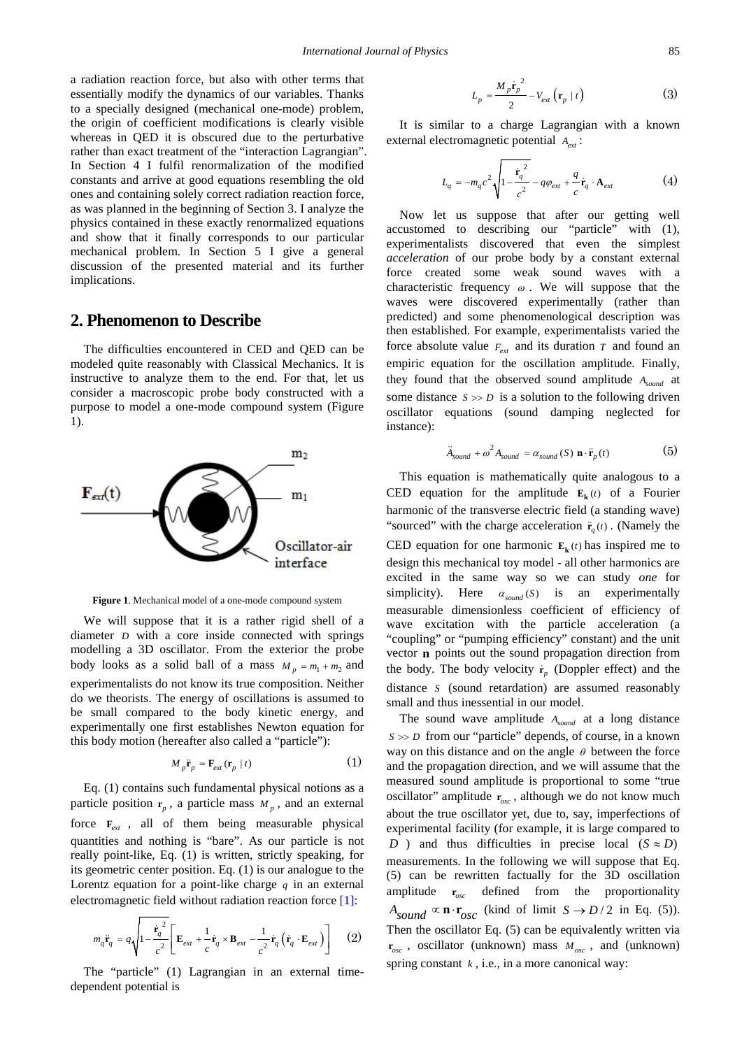a radiation reaction force, but also with other terms that essentially modify the dynamics of our variables. Thanks to a specially designed (mechanical one-mode) problem, the origin of coefficient modifications is clearly visible whereas in QED it is obscured due to the perturbative rather than exact treatment of the "interaction Lagrangian". In Section 4 I fulfil renormalization of the modified constants and arrive at good equations resembling the old ones and containing solely correct radiation reaction force, as was planned in the beginning of Section 3. I analyze the physics contained in these exactly renormalized equations and show that it finally corresponds to our particular mechanical problem. In Section 5 I give a general discussion of the presented material and its further implications.

## 2. Phenomenon to Describe

The difficulties encountered in CED and QED can be modeled quite reasonably with Classical Mechanics. It is instructive to analyze them to the end. For that, let us consider a macroscopic probe body constructed with a purpose to model a one-mode compound system (Figure 1).

**Figure 1**. Mechanical model of a one-mode compound system

We will suppose that it is a rather rigid shell of a diameter $D$ with a core inside connected with springs modelling a 3D oscillator. From the exterior the probe body looks as a solid ball of a mass $M_p = m_1 + m_2$ and experimentalists do not know its true composition. Neither do we theorists. The energy of oscillations is assumed to be small compared to the body kinetic energy, and experimentally one first establishes Newton equation for this body motion (hereafter also called a "particle"):

$$M_p \ddot{\mathbf{r}}_p = \mathbf{F}_{ext}(\mathbf{r}_p \mid t) \tag{1}$$

Eq. (1) contains such fundamental physical notions as a particle position $\mathbf{r}_p$, a particle mass $M_p$, and an external force $\mathbf{F}_{ext}$, all of them being measurable physical quantities and nothing is "bare". As our particle is not really point-like, Eq. (1) is written, strictly speaking, for its geometric center position. Eq. (1) is our analogue to the Lorentz equation for a point-like charge $q$ in an external electromagnetic field without radiation reaction force [1]:

$$m_q \ddot{\mathbf{r}}_q = q\sqrt{1-\frac{\dot{\mathbf{r}}_q^{\,2}}{c^2}}\left[\mathbf{E}_{ext} + \frac{1}{c}\dot{\mathbf{r}}_q \times \mathbf{B}_{ext} - \frac{1}{c^2}\dot{\mathbf{r}}_q\left(\dot{\mathbf{r}}_q \cdot \mathbf{E}_{ext}\right)\right] \tag{2}$$

The "particle" (1) Lagrangian in an external time-dependent potential is

$$L_p = \frac{M_p \dot{\mathbf{r}}_p^{\,2}}{2} - V_{ext}\left(\mathbf{r}_p \mid t\right) \tag{3}$$

It is similar to a charge Lagrangian with a known external electromagnetic potential $A_{ext}$:

$$L_q = -m_q c^2 \sqrt{1-\frac{\dot{\mathbf{r}}_q^{\,2}}{c^2}} - q\varphi_{ext} + \frac{q}{c}\dot{\mathbf{r}}_q \cdot \mathbf{A}_{ext} \tag{4}$$

Now let us suppose that after our getting well accustomed to describing our "particle" with (1), experimentalists discovered that even the simplest *acceleration* of our probe body by a constant external force created some weak sound waves with a characteristic frequency $\omega$. We will suppose that the waves were discovered experimentally (rather than predicted) and some phenomenological description was then established. For example, experimentalists varied the force absolute value $F_{ext}$ and its duration $T$ and found an empiric equation for the oscillation amplitude. Finally, they found that the observed sound amplitude $A_{sound}$ at some distance $S >> D$ is a solution to the following driven oscillator equations (sound damping neglected for instance):

$$\ddot{A}_{sound} + \omega^2 A_{sound} = \alpha_{sound}(S)\ \mathbf{n} \cdot \ddot{\mathbf{r}}_p(t) \tag{5}$$

This equation is mathematically quite analogous to a CED equation for the amplitude $\mathbf{E}_{\mathbf{k}}(t)$ of a Fourier harmonic of the transverse electric field (a standing wave) "sourced" with the charge acceleration $\ddot{\mathbf{r}}_q(t)$. (Namely the CED equation for one harmonic $\mathbf{E}_{\mathbf{k}}(t)$ has inspired me to design this mechanical toy model - all other harmonics are excited in the same way so we can study *one* for simplicity). Here $\alpha_{sound}(S)$ is an experimentally measurable dimensionless coefficient of efficiency of wave excitation with the particle acceleration (a "coupling" or "pumping efficiency" constant) and the unit vector $\mathbf{n}$ points out the sound propagation direction from the body. The body velocity $\dot{\mathbf{r}}_p$ (Doppler effect) and the distance $S$ (sound retardation) are assumed reasonably small and thus inessential in our model.

The sound wave amplitude $A_{sound}$ at a long distance $S >> D$ from our "particle" depends, of course, in a known way on this distance and on the angle $\theta$ between the force and the propagation direction, and we will assume that the measured sound amplitude is proportional to some "true oscillator" amplitude $\mathbf{r}_{osc}$, although we do not know much about the true oscillator yet, due to, say, imperfections of experimental facility (for example, it is large compared to $D$) and thus difficulties in precise local $(S \approx D)$ measurements. In the following we will suppose that Eq. (5) can be rewritten factually for the 3D oscillation amplitude $\mathbf{r}_{osc}$ defined from the proportionality $A_{sound} \propto \mathbf{n} \cdot \mathbf{r}_{osc}$ (kind of limit $S \to D/2$ in Eq. (5)). Then the oscillator Eq. (5) can be equivalently written via $\mathbf{r}_{osc}$, oscillator (unknown) mass $M_{osc}$, and (unknown) spring constant $k$, i.e., in a more canonical way: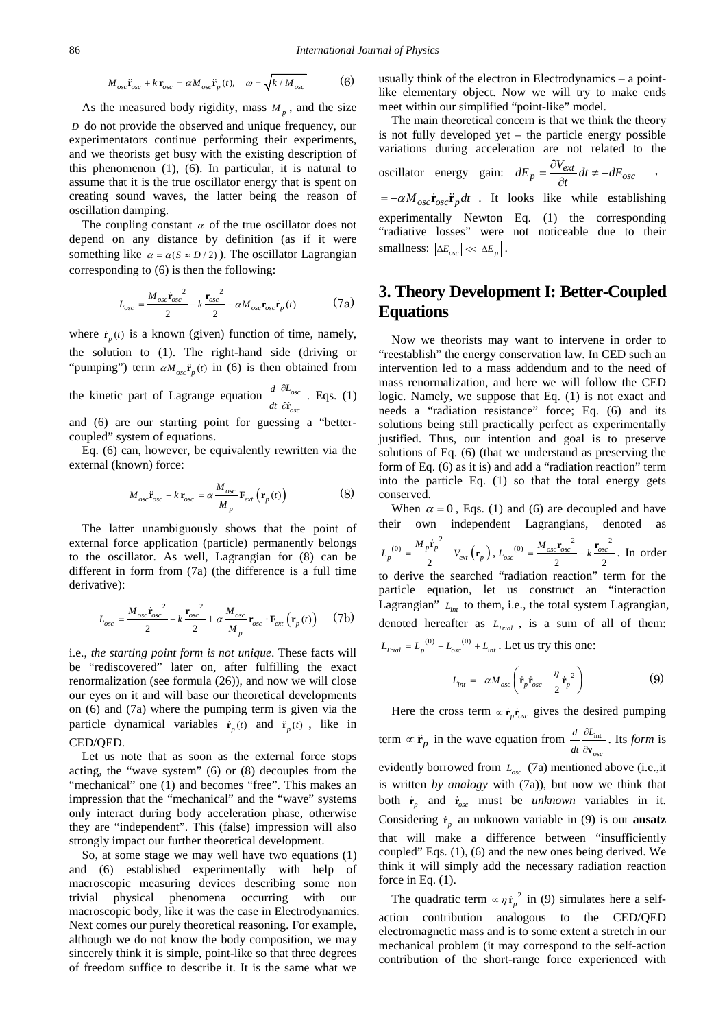$$M_{osc}\ddot{\mathbf{r}}_{osc} + k\,\mathbf{r}_{osc} = \alpha M_{osc}\ddot{\mathbf{r}}_p(t), \quad \omega = \sqrt{k / M_{osc}} \tag{6}$$

As the measured body rigidity, mass $M_p$, and the size $D$ do not provide the observed and unique frequency, our experimentators continue performing their experiments, and we theorists get busy with the existing description of this phenomenon (1), (6). In particular, it is natural to assume that it is the true oscillator energy that is spent on creating sound waves, the latter being the reason of oscillation damping.

The coupling constant $\alpha$ of the true oscillator does not depend on any distance by definition (as if it were something like $\alpha = \alpha(S \approx D/2)$). The oscillator Lagrangian corresponding to (6) is then the following:

$$L_{osc} = \frac{M_{osc}\dot{\mathbf{r}}_{osc}^{\;2}}{2} - k\frac{\mathbf{r}_{osc}^{\;2}}{2} - \alpha M_{osc}\dot{\mathbf{r}}_{osc}\dot{\mathbf{r}}_p(t) \tag{7a}$$

where $\dot{\mathbf{r}}_p(t)$ is a known (given) function of time, namely, the solution to (1). The right-hand side (driving or "pumping") term $\alpha M_{osc}\ddot{\mathbf{r}}_p(t)$ in (6) is then obtained from the kinetic part of Lagrange equation $\frac{d}{dt}\frac{\partial L_{osc}}{\partial \dot{\mathbf{r}}_{osc}}$. Eqs. (1) and (6) are our starting point for guessing a "better-coupled" system of equations.

Eq. (6) can, however, be equivalently rewritten via the external (known) force:

$$M_{osc}\ddot{\mathbf{r}}_{osc} + k\,\mathbf{r}_{osc} = \alpha\frac{M_{osc}}{M_p}\mathbf{F}_{ext}\left(\mathbf{r}_p(t)\right) \tag{8}$$

The latter unambiguously shows that the point of external force application (particle) permanently belongs to the oscillator. As well, Lagrangian for (8) can be different in form from (7a) (the difference is a full time derivative):

$$L_{osc} = \frac{M_{osc}\dot{\mathbf{r}}_{osc}^{\;2}}{2} - k\frac{\mathbf{r}_{osc}^{\;2}}{2} + \alpha\frac{M_{osc}}{M_p}\mathbf{r}_{osc}\cdot\mathbf{F}_{ext}\left(\mathbf{r}_p(t)\right) \tag{7b}$$

i.e., *the starting point form is not unique*. These facts will be "rediscovered" later on, after fulfilling the exact renormalization (see formula (26)), and now we will close our eyes on it and will base our theoretical developments on (6) and (7a) where the pumping term is given via the particle dynamical variables $\dot{\mathbf{r}}_p(t)$ and $\ddot{\mathbf{r}}_p(t)$, like in CED/QED.

Let us note that as soon as the external force stops acting, the "wave system" (6) or (8) decouples from the "mechanical" one (1) and becomes "free". This makes an impression that the "mechanical" and the "wave" systems only interact during body acceleration phase, otherwise they are "independent". This (false) impression will also strongly impact our further theoretical development.

So, at some stage we may well have two equations (1) and (6) established experimentally with help of macroscopic measuring devices describing some non trivial physical phenomena occurring with our macroscopic body, like it was the case in Electrodynamics. Next comes our purely theoretical reasoning. For example, although we do not know the body composition, we may sincerely think it is simple, point-like so that three degrees of freedom suffice to describe it. It is the same what we usually think of the electron in Electrodynamics – a point-like elementary object. Now we will try to make ends meet within our simplified "point-like" model.

The main theoretical concern is that we think the theory is not fully developed yet – the particle energy possible variations during acceleration are not related to the oscillator energy gain: $dE_p = \frac{\partial V_{ext}}{\partial t}dt \neq -dE_{osc}$, $= -\alpha M_{osc}\dot{\mathbf{r}}_{osc}\ddot{\mathbf{r}}_p dt$. It looks like while establishing experimentally Newton Eq. (1) the corresponding "radiative losses" were not noticeable due to their smallness: $\left|\Delta E_{osc}\right| \ll \left|\Delta E_p\right|$.

## 3. Theory Development I: Better-Coupled Equations

Now we theorists may want to intervene in order to "reestablish" the energy conservation law. In CED such an intervention led to a mass addendum and to the need of mass renormalization, and here we will follow the CED logic. Namely, we suppose that Eq. (1) is not exact and needs a "radiation resistance" force; Eq. (6) and its solutions being still practically perfect as experimentally justified. Thus, our intention and goal is to preserve solutions of Eq. (6) (that we understand as preserving the form of Eq. (6) as it is) and add a "radiation reaction" term into the particle Eq. (1) so that the total energy gets conserved.

When $\alpha = 0$, Eqs. (1) and (6) are decoupled and have their own independent Lagrangians, denoted as $L_p^{(0)} = \frac{M_p\dot{\mathbf{r}}_p^{\;2}}{2} - V_{ext}\left(\mathbf{r}_p\right)$, $L_{osc}^{(0)} = \frac{M_{osc}\mathbf{r}_{osc}^{\;2}}{2} - k\frac{\mathbf{r}_{osc}^{\;2}}{2}$. In order to derive the searched "radiation reaction" term for the particle equation, let us construct an "interaction Lagrangian" $L_{int}$ to them, i.e., the total system Lagrangian, denoted hereafter as $L_{Trial}$, is a sum of all of them: $L_{Trial} = L_p^{(0)} + L_{osc}^{(0)} + L_{int}$. Let us try this one:

$$L_{int} = -\alpha M_{osc}\left(\dot{\mathbf{r}}_p\dot{\mathbf{r}}_{osc} - \frac{\eta}{2}\dot{\mathbf{r}}_p^{\;2}\right) \tag{9}$$

Here the cross term $\propto \dot{\mathbf{r}}_p\dot{\mathbf{r}}_{osc}$ gives the desired pumping term $\propto \ddot{\mathbf{r}}_p$ in the wave equation from $\frac{d}{dt}\frac{\partial L_{\text{int}}}{\partial \mathbf{v}_{osc}}$. Its *form* is evidently borrowed from $L_{osc}$ (7a) mentioned above (i.e.,it is written *by analogy* with (7a)), but now we think that both $\dot{\mathbf{r}}_p$ and $\dot{\mathbf{r}}_{osc}$ must be *unknown* variables in it. Considering $\dot{\mathbf{r}}_p$ an unknown variable in (9) is our **ansatz** that will make a difference between "insufficiently coupled" Eqs. (1), (6) and the new ones being derived. We think it will simply add the necessary radiation reaction force in Eq. (1).

The quadratic term $\propto \eta\,\dot{\mathbf{r}}_p^{\;2}$ in (9) simulates here a self-action contribution analogous to the CED/QED electromagnetic mass and is to some extent a stretch in our mechanical problem (it may correspond to the self-action contribution of the short-range force experienced with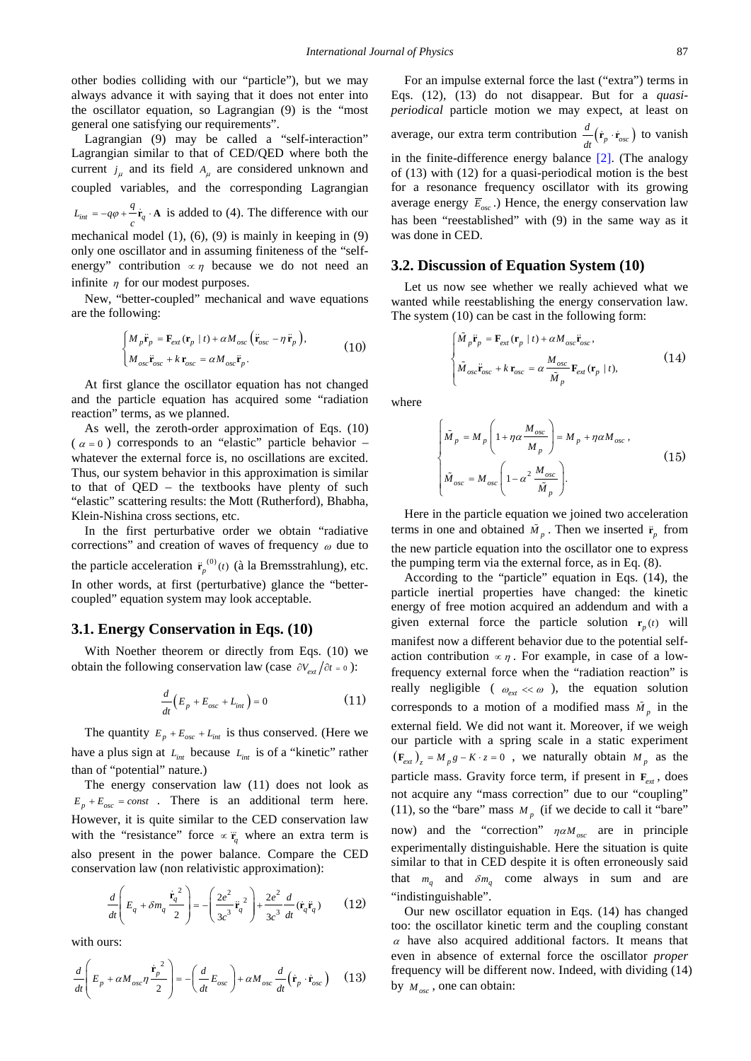other bodies colliding with our "particle"), but we may always advance it with saying that it does not enter into the oscillator equation, so Lagrangian (9) is the "most general one satisfying our requirements".

Lagrangian (9) may be called a "self-interaction" Lagrangian similar to that of CED/QED where both the current $j_\mu$ and its field $A_\mu$ are considered unknown and coupled variables, and the corresponding Lagrangian $L_{int} = -q\varphi + \frac{q}{c}\dot{\mathbf{r}}_q \cdot \mathbf{A}$ is added to (4). The difference with our mechanical model (1), (6), (9) is mainly in keeping in (9) only one oscillator and in assuming finiteness of the "self-energy" contribution $\propto \eta$ because we do not need an infinite $\eta$ for our modest purposes.

New, "better-coupled" mechanical and wave equations are the following:

$$\begin{cases} M_p \ddot{\mathbf{r}}_p = \mathbf{F}_{ext}(\mathbf{r}_p \mid t) + \alpha M_{osc}\left(\ddot{\mathbf{r}}_{osc} - \eta\,\ddot{\mathbf{r}}_p\right), \\ M_{osc}\ddot{\mathbf{r}}_{osc} + k\,\mathbf{r}_{osc} = \alpha M_{osc}\ddot{\mathbf{r}}_p. \end{cases} \tag{10}$$

At first glance the oscillator equation has not changed and the particle equation has acquired some "radiation reaction" terms, as we planned.

As well, the zeroth-order approximation of Eqs. (10) ($\alpha = 0$) corresponds to an "elastic" particle behavior – whatever the external force is, no oscillations are excited. Thus, our system behavior in this approximation is similar to that of QED – the textbooks have plenty of such "elastic" scattering results: the Mott (Rutherford), Bhabha, Klein-Nishina cross sections, etc.

In the first perturbative order we obtain "radiative corrections" and creation of waves of frequency $\omega$ due to the particle acceleration $\ddot{\mathbf{r}}_p^{(0)}(t)$ (à la Bremsstrahlung), etc. In other words, at first (perturbative) glance the "better-coupled" equation system may look acceptable.

## 3.1. Energy Conservation in Eqs. (10)

With Noether theorem or directly from Eqs. (10) we obtain the following conservation law (case $\partial V_{ext}/\partial t = 0$):

$$\frac{d}{dt}\left(E_p + E_{osc} + L_{int}\right) = 0 \tag{11}$$

The quantity $E_p + E_{osc} + L_{int}$ is thus conserved. (Here we have a plus sign at $L_{int}$ because $L_{int}$ is of a "kinetic" rather than of "potential" nature.)

The energy conservation law (11) does not look as $E_p + E_{osc} = const$. There is an additional term here. However, it is quite similar to the CED conservation law with the "resistance" force $\propto \dddot{\mathbf{r}}_q$ where an extra term is also present in the power balance. Compare the CED conservation law (non relativistic approximation):

$$\frac{d}{dt}\left(E_q + \delta m_q \frac{\dot{\mathbf{r}}_q^{\,2}}{2}\right) = -\left(\frac{2e^2}{3c^3}\ddot{\mathbf{r}}_q^{\,2}\right) + \frac{2e^2}{3c^3}\frac{d}{dt}\left(\dot{\mathbf{r}}_q \ddot{\mathbf{r}}_q\right) \tag{12}$$

with ours:

$$\frac{d}{dt}\left(E_p + \alpha M_{osc}\eta \frac{\dot{\mathbf{r}}_p^{\,2}}{2}\right) = -\left(\frac{d}{dt}E_{osc}\right) + \alpha M_{osc}\frac{d}{dt}\left(\dot{\mathbf{r}}_p \cdot \dot{\mathbf{r}}_{osc}\right) \tag{13}$$

For an impulse external force the last ("extra") terms in Eqs. (12), (13) do not disappear. But for a *quasi-periodical* particle motion we may expect, at least on average, our extra term contribution $\frac{d}{dt}\left(\dot{\mathbf{r}}_p \cdot \dot{\mathbf{r}}_{osc}\right)$ to vanish in the finite-difference energy balance [2]. (The analogy of (13) with (12) for a quasi-periodical motion is the best for a resonance frequency oscillator with its growing average energy $\overline{E_{osc}}$.) Hence, the energy conservation law has been "reestablished" with (9) in the same way as it was done in CED.

## 3.2. Discussion of Equation System (10)

Let us now see whether we really achieved what we wanted while reestablishing the energy conservation law. The system (10) can be cast in the following form:

$$\begin{cases} \tilde{M}_p \ddot{\mathbf{r}}_p = \mathbf{F}_{ext}(\mathbf{r}_p \mid t) + \alpha M_{osc}\ddot{\mathbf{r}}_{osc}, \\ \tilde{M}_{osc}\ddot{\mathbf{r}}_{osc} + k\,\mathbf{r}_{osc} = \alpha \dfrac{M_{osc}}{\tilde{M}_p}\mathbf{F}_{ext}(\mathbf{r}_p \mid t), \end{cases} \tag{14}$$

where

$$\begin{cases} \tilde{M}_p = M_p\left(1 + \eta\alpha\dfrac{M_{osc}}{M_p}\right) = M_p + \eta\alpha M_{osc}, \\ \tilde{M}_{osc} = M_{osc}\left(1 - \alpha^2\dfrac{M_{osc}}{\tilde{M}_p}\right). \end{cases} \tag{15}$$

Here in the particle equation we joined two acceleration terms in one and obtained $\tilde{M}_p$. Then we inserted $\ddot{\mathbf{r}}_p$ from the new particle equation into the oscillator one to express the pumping term via the external force, as in Eq. (8).

According to the "particle" equation in Eqs. (14), the particle inertial properties have changed: the kinetic energy of free motion acquired an addendum and with a given external force the particle solution $\mathbf{r}_p(t)$ will manifest now a different behavior due to the potential self-action contribution $\propto \eta$. For example, in case of a low-frequency external force when the "radiation reaction" is really negligible ($\omega_{ext} \ll \omega$), the equation solution corresponds to a motion of a modified mass $\tilde{M}_p$ in the external field. We did not want it. Moreover, if we weigh our particle with a spring scale in a static experiment $\left(\mathbf{F}_{ext}\right)_z = M_p g - K \cdot z = 0$, we naturally obtain $M_p$ as the particle mass. Gravity force term, if present in $\mathbf{F}_{ext}$, does not acquire any "mass correction" due to our "coupling" (11), so the "bare" mass $M_p$ (if we decide to call it "bare" now) and the "correction" $\eta\alpha M_{osc}$ are in principle experimentally distinguishable. Here the situation is quite similar to that in CED despite it is often erroneously said that $m_q$ and $\delta m_q$ come always in sum and are "indistinguishable".

Our new oscillator equation in Eqs. (14) has changed too: the oscillator kinetic term and the coupling constant $\alpha$ have also acquired additional factors. It means that even in absence of external force the oscillator *proper* frequency will be different now. Indeed, with dividing (14) by $M_{osc}$, one can obtain: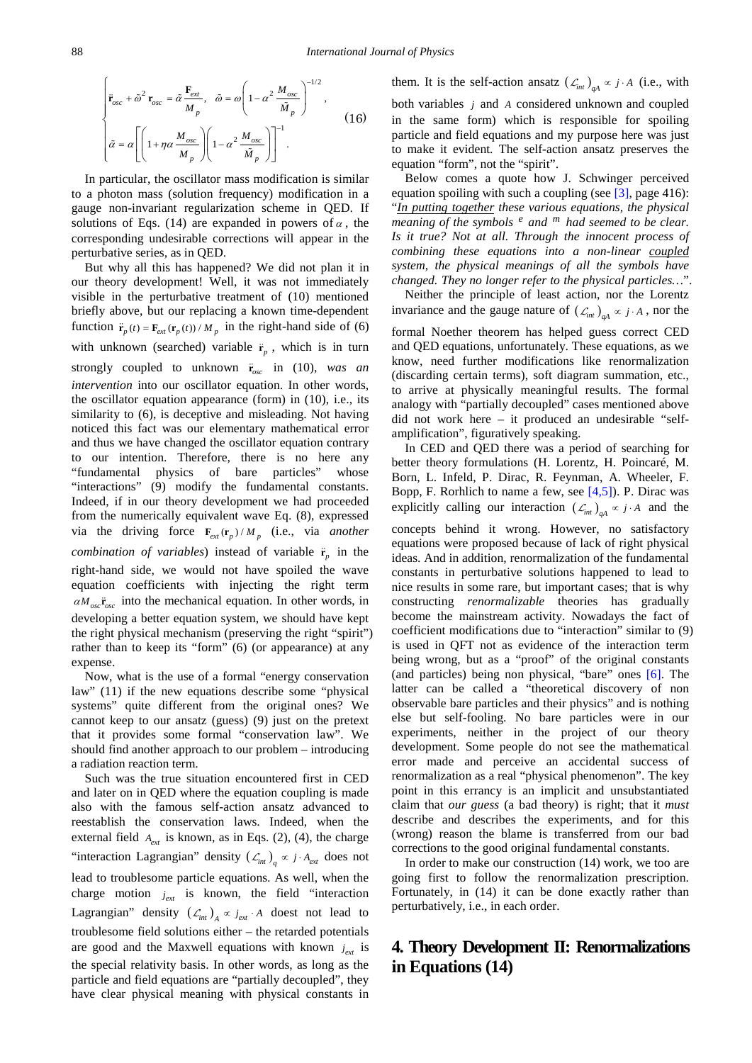$$\begin{cases} \ddot{\mathbf{r}}_{osc} + \tilde{\omega}^2\,\mathbf{r}_{osc} = \tilde{\alpha}\dfrac{\mathbf{F}_{ext}}{M_p}, \quad \tilde{\omega} = \omega\left(1 - \alpha^2\dfrac{M_{osc}}{\tilde{M}_p}\right)^{-1/2}, \\ \tilde{\alpha} = \alpha\left[\left(1 + \eta\alpha\dfrac{M_{osc}}{M_p}\right)\left(1 - \alpha^2\dfrac{M_{osc}}{\tilde{M}_p}\right)\right]^{-1}. \end{cases} \tag{16}$$

In particular, the oscillator mass modification is similar to a photon mass (solution frequency) modification in a gauge non-invariant regularization scheme in QED. If solutions of Eqs. (14) are expanded in powers of $\alpha$, the corresponding undesirable corrections will appear in the perturbative series, as in QED.

But why all this has happened? We did not plan it in our theory development! Well, it was not immediately visible in the perturbative treatment of (10) mentioned briefly above, but our replacing a known time-dependent function $\ddot{\mathbf{r}}_p(t) = \mathbf{F}_{ext}(\mathbf{r}_p(t))/M_p$ in the right-hand side of (6) with unknown (searched) variable $\ddot{\mathbf{r}}_p$, which is in turn strongly coupled to unknown $\ddot{\mathbf{r}}_{osc}$ in (10), *was an intervention* into our oscillator equation. In other words, the oscillator equation appearance (form) in (10), i.e., its similarity to (6), is deceptive and misleading. Not having noticed this fact was our elementary mathematical error and thus we have changed the oscillator equation contrary to our intention. Therefore, there is no here any "fundamental physics of bare particles" whose "interactions" (9) modify the fundamental constants. Indeed, if in our theory development we had proceeded from the numerically equivalent wave Eq. (8), expressed via the driving force $\mathbf{F}_{ext}(\mathbf{r}_p)/M_p$ (i.e., via *another combination of variables*) instead of variable $\ddot{\mathbf{r}}_p$ in the right-hand side, we would not have spoiled the wave equation coefficients with injecting the right term $\alpha M_{osc}\ddot{\mathbf{r}}_{osc}$ into the mechanical equation. In other words, in developing a better equation system, we should have kept the right physical mechanism (preserving the right "spirit") rather than to keep its "form" (6) (or appearance) at any expense.

Now, what is the use of a formal "energy conservation law" (11) if the new equations describe some "physical systems" quite different from the original ones? We cannot keep to our ansatz (guess) (9) just on the pretext that it provides some formal "conservation law". We should find another approach to our problem – introducing a radiation reaction term.

Such was the true situation encountered first in CED and later on in QED where the equation coupling is made also with the famous self-action ansatz advanced to reestablish the conservation laws. Indeed, when the external field $A_{ext}$ is known, as in Eqs. (2), (4), the charge "interaction Lagrangian" density $(\mathcal{L}_{int})_q \propto j \cdot A_{ext}$ does not lead to troublesome particle equations. As well, when the charge motion $j_{ext}$ is known, the field "interaction Lagrangian" density $(\mathcal{L}_{int})_A \propto j_{ext} \cdot A$ doest not lead to troublesome field solutions either – the retarded potentials are good and the Maxwell equations with known $j_{ext}$ is the special relativity basis. In other words, as long as the particle and field equations are "partially decoupled", they have clear physical meaning with physical constants in them. It is the self-action ansatz $(\mathcal{L}_{int})_{qA} \propto j \cdot A$ (i.e., with both variables $j$ and $A$ considered unknown and coupled in the same form) which is responsible for spoiling particle and field equations and my purpose here was just to make it evident. The self-action ansatz preserves the equation "form", not the "spirit".

Below comes a quote how J. Schwinger perceived equation spoiling with such a coupling (see [3], page 416): "*In putting together these various equations, the physical meaning of the symbols $^e$ and $^m$ had seemed to be clear. Is it true? Not at all. Through the innocent process of combining these equations into a non-linear coupled system, the physical meanings of all the symbols have changed. They no longer refer to the physical particles…*".

Neither the principle of least action, nor the Lorentz invariance and the gauge nature of $(\mathcal{L}_{int})_{qA} \propto j \cdot A$, nor the formal Noether theorem has helped guess correct CED and QED equations, unfortunately. These equations, as we know, need further modifications like renormalization (discarding certain terms), soft diagram summation, etc., to arrive at physically meaningful results. The formal analogy with "partially decoupled" cases mentioned above did not work here – it produced an undesirable "self-amplification", figuratively speaking.

In CED and QED there was a period of searching for better theory formulations (H. Lorentz, H. Poincaré, M. Born, L. Infeld, P. Dirac, R. Feynman, A. Wheeler, F. Bopp, F. Rorhlich to name a few, see [4,5]). P. Dirac was explicitly calling our interaction $(\mathcal{L}_{int})_{qA} \propto j \cdot A$ and the concepts behind it wrong. However, no satisfactory equations were proposed because of lack of right physical ideas. And in addition, renormalization of the fundamental constants in perturbative solutions happened to lead to nice results in some rare, but important cases; that is why constructing *renormalizable* theories has gradually become the mainstream activity. Nowadays the fact of coefficient modifications due to "interaction" similar to (9) is used in QFT not as evidence of the interaction term being wrong, but as a "proof" of the original constants (and particles) being non physical, "bare" ones [6]. The latter can be called a "theoretical discovery of non observable bare particles and their physics" and is nothing else but self-fooling. No bare particles were in our experiments, neither in the project of our theory development. Some people do not see the mathematical error made and perceive an accidental success of renormalization as a real "physical phenomenon". The key point in this errancy is an implicit and unsubstantiated claim that *our guess* (a bad theory) is right; that it *must* describe and describes the experiments, and for this (wrong) reason the blame is transferred from our bad corrections to the good original fundamental constants.

In order to make our construction (14) work, we too are going first to follow the renormalization prescription. Fortunately, in (14) it can be done exactly rather than perturbatively, i.e., in each order.

## 4. Theory Development II: Renormalizations in Equations (14)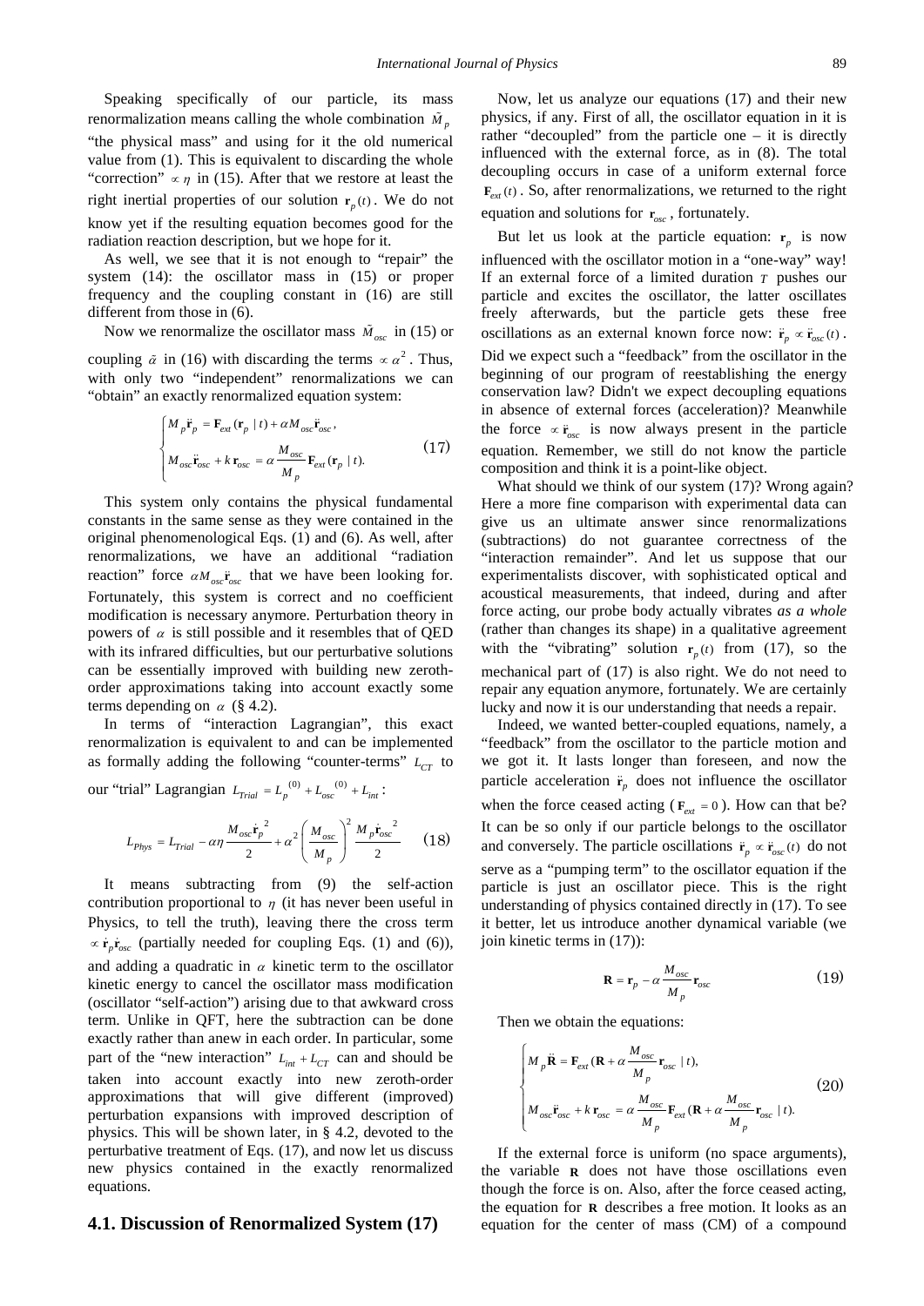Speaking specifically of our particle, its mass renormalization means calling the whole combination $\tilde{M}_p$ "the physical mass" and using for it the old numerical value from (1). This is equivalent to discarding the whole "correction" $\propto \eta$ in (15). After that we restore at least the right inertial properties of our solution $\mathbf{r}_p(t)$. We do not know yet if the resulting equation becomes good for the radiation reaction description, but we hope for it.

As well, we see that it is not enough to "repair" the system (14): the oscillator mass in (15) or proper frequency and the coupling constant in (16) are still different from those in (6).

Now we renormalize the oscillator mass $\tilde{M}_{osc}$ in (15) or coupling $\tilde{\alpha}$ in (16) with discarding the terms $\propto \alpha^2$. Thus, with only two "independent" renormalizations we can "obtain" an exactly renormalized equation system:

$$\begin{cases} M_p \ddot{\mathbf{r}}_p = \mathbf{F}_{ext}(\mathbf{r}_p \mid t) + \alpha M_{osc} \ddot{\mathbf{r}}_{osc}, \\ M_{osc} \ddot{\mathbf{r}}_{osc} + k\,\mathbf{r}_{osc} = \alpha \dfrac{M_{osc}}{M_p} \mathbf{F}_{ext}(\mathbf{r}_p \mid t). \end{cases} \tag{17}$$

This system only contains the physical fundamental constants in the same sense as they were contained in the original phenomenological Eqs. (1) and (6). As well, after renormalizations, we have an additional "radiation reaction" force $\alpha M_{osc} \ddot{\mathbf{r}}_{osc}$ that we have been looking for. Fortunately, this system is correct and no coefficient modification is necessary anymore. Perturbation theory in powers of $\alpha$ is still possible and it resembles that of QED with its infrared difficulties, but our perturbative solutions can be essentially improved with building new zeroth-order approximations taking into account exactly some terms depending on $\alpha$ (§ 4.2).

In terms of "interaction Lagrangian", this exact renormalization is equivalent to and can be implemented as formally adding the following "counter-terms" $L_{CT}$ to our "trial" Lagrangian $L_{Trial} = L_p^{(0)} + L_{osc}^{(0)} + L_{int}$:

$$L_{Phys} = L_{Trial} - \alpha\eta \frac{M_{osc} \dot{\mathbf{r}}_p^{\,2}}{2} + \alpha^2 \left( \frac{M_{osc}}{M_p} \right)^2 \frac{M_p \dot{\mathbf{r}}_{osc}^{\,2}}{2} \tag{18}$$

It means subtracting from (9) the self-action contribution proportional to $\eta$ (it has never been useful in Physics, to tell the truth), leaving there the cross term $\propto \dot{\mathbf{r}}_p \dot{\mathbf{r}}_{osc}$ (partially needed for coupling Eqs. (1) and (6)), and adding a quadratic in $\alpha$ kinetic term to the oscillator kinetic energy to cancel the oscillator mass modification (oscillator "self-action") arising due to that awkward cross term. Unlike in QFT, here the subtraction can be done exactly rather than anew in each order. In particular, some part of the "new interaction" $L_{int} + L_{CT}$ can and should be taken into account exactly into new zeroth-order approximations that will give different (improved) perturbation expansions with improved description of physics. This will be shown later, in § 4.2, devoted to the perturbative treatment of Eqs. (17), and now let us discuss new physics contained in the exactly renormalized equations.

## 4.1. Discussion of Renormalized System (17)

Now, let us analyze our equations (17) and their new physics, if any. First of all, the oscillator equation in it is rather "decoupled" from the particle one – it is directly influenced with the external force, as in (8). The total decoupling occurs in case of a uniform external force $\mathbf{F}_{ext}(t)$. So, after renormalizations, we returned to the right equation and solutions for $\mathbf{r}_{osc}$, fortunately.

But let us look at the particle equation: $\mathbf{r}_p$ is now influenced with the oscillator motion in a "one-way" way! If an external force of a limited duration $T$ pushes our particle and excites the oscillator, the latter oscillates freely afterwards, but the particle gets these free oscillations as an external known force now: $\ddot{\mathbf{r}}_p \propto \ddot{\mathbf{r}}_{osc}(t)$. Did we expect such a "feedback" from the oscillator in the beginning of our program of reestablishing the energy conservation law? Didn't we expect decoupling equations in absence of external forces (acceleration)? Meanwhile the force $\propto \ddot{\mathbf{r}}_{osc}$ is now always present in the particle equation. Remember, we still do not know the particle composition and think it is a point-like object.

What should we think of our system (17)? Wrong again? Here a more fine comparison with experimental data can give us an ultimate answer since renormalizations (subtractions) do not guarantee correctness of the "interaction remainder". And let us suppose that our experimentalists discover, with sophisticated optical and acoustical measurements, that indeed, during and after force acting, our probe body actually vibrates *as a whole* (rather than changes its shape) in a qualitative agreement with the "vibrating" solution $\mathbf{r}_p(t)$ from (17), so the mechanical part of (17) is also right. We do not need to repair any equation anymore, fortunately. We are certainly lucky and now it is our understanding that needs a repair.

Indeed, we wanted better-coupled equations, namely, a "feedback" from the oscillator to the particle motion and we got it. It lasts longer than foreseen, and now the particle acceleration $\ddot{\mathbf{r}}_p$ does not influence the oscillator when the force ceased acting ($\mathbf{F}_{ext} = 0$). How can that be? It can be so only if our particle belongs to the oscillator and conversely. The particle oscillations $\ddot{\mathbf{r}}_p \propto \ddot{\mathbf{r}}_{osc}(t)$ do not serve as a "pumping term" to the oscillator equation if the particle is just an oscillator piece. This is the right understanding of physics contained directly in (17). To see it better, let us introduce another dynamical variable (we join kinetic terms in (17)):

$$\mathbf{R} = \mathbf{r}_p - \alpha \frac{M_{osc}}{M_p} \mathbf{r}_{osc} \tag{19}$$

Then we obtain the equations:

$$\begin{cases} M_p \ddot{\mathbf{R}} = \mathbf{F}_{ext}\left(\mathbf{R} + \alpha \dfrac{M_{osc}}{M_p} \mathbf{r}_{osc} \mid t\right), \\ M_{osc} \ddot{\mathbf{r}}_{osc} + k\,\mathbf{r}_{osc} = \alpha \dfrac{M_{osc}}{M_p} \mathbf{F}_{ext}\left(\mathbf{R} + \alpha \dfrac{M_{osc}}{M_p} \mathbf{r}_{osc} \mid t\right). \end{cases} \tag{20}$$

If the external force is uniform (no space arguments), the variable $\mathbf{R}$ does not have those oscillations even though the force is on. Also, after the force ceased acting, the equation for $\mathbf{R}$ describes a free motion. It looks as an equation for the center of mass (CM) of a compound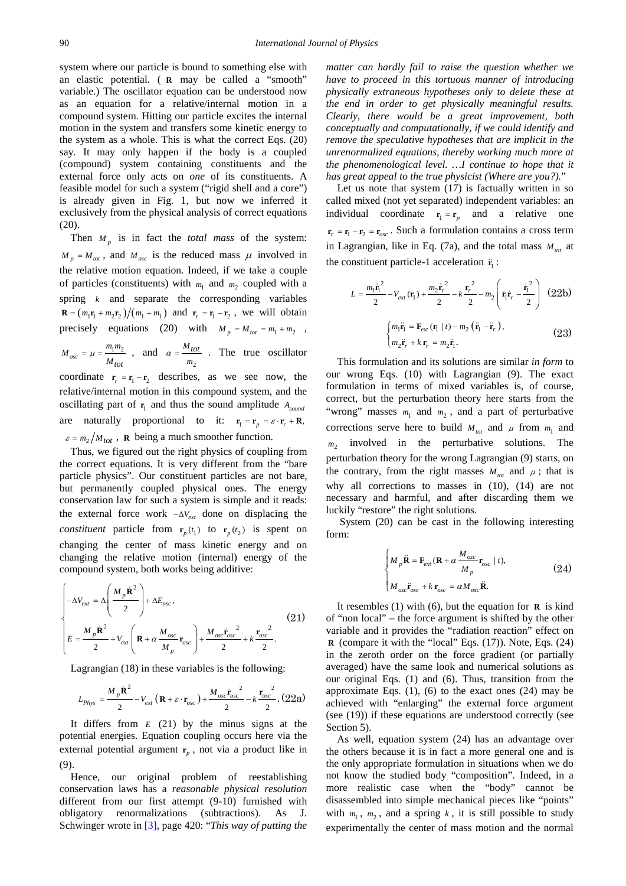system where our particle is bound to something else with an elastic potential. ( $\mathbf{R}$ may be called a "smooth" variable.) The oscillator equation can be understood now as an equation for a relative/internal motion in a compound system. Hitting our particle excites the internal motion in the system and transfers some kinetic energy to the system as a whole. This is what the correct Eqs. (20) say. It may only happen if the body is a coupled (compound) system containing constituents and the external force only acts on *one* of its constituents. A feasible model for such a system ("rigid shell and a core") is already given in Fig. 1, but now we inferred it exclusively from the physical analysis of correct equations (20).

Then $M_p$ is in fact the *total mass* of the system: $M_p = M_{tot}$, and $M_{osc}$ is the reduced mass $\mu$ involved in the relative motion equation. Indeed, if we take a couple of particles (constituents) with $m_1$ and $m_2$ coupled with a spring $k$ and separate the corresponding variables $\mathbf{R} = (m_1\mathbf{r}_1 + m_2\mathbf{r}_2)/(m_1 + m_1)$ and $\mathbf{r}_r = \mathbf{r}_1 - \mathbf{r}_2$, we will obtain precisely equations (20) with $M_p = M_{tot} = m_1 + m_2$, $M_{osc} = \mu = \frac{m_1 m_2}{M_{tot}}$, and $\alpha = \frac{M_{tot}}{m_2}$. The true oscillator coordinate $\mathbf{r}_r = \mathbf{r}_1 - \mathbf{r}_2$ describes, as we see now, the relative/internal motion in this compound system, and the oscillating part of $\mathbf{r}_1$ and thus the sound amplitude $A_{sound}$ are naturally proportional to it: $\mathbf{r}_1 = \mathbf{r}_p = \varepsilon \cdot \mathbf{r}_r + \mathbf{R}$, $\varepsilon = m_2/M_{tot}$, $\mathbf{R}$ being a much smoother function.

Thus, we figured out the right physics of coupling from the correct equations. It is very different from the "bare particle physics". Our constituent particles are not bare, but permanently coupled physical ones. The energy conservation law for such a system is simple and it reads: the external force work $-\Delta V_{ext}$ done on displacing the *constituent* particle from $\mathbf{r}_p(t_1)$ to $\mathbf{r}_p(t_2)$ is spent on changing the center of mass kinetic energy and on changing the relative motion (internal) energy of the compound system, both works being additive:

$$\begin{cases} -\Delta V_{ext} = \Delta\left(\dfrac{M_p\dot{\mathbf{R}}^2}{2}\right) + \Delta E_{osc}, \\ E = \dfrac{M_p\dot{\mathbf{R}}^2}{2} + V_{ext}\left(\mathbf{R} + \alpha\dfrac{M_{osc}}{M_p}\mathbf{r}_{osc}\right) + \dfrac{M_{osc}\dot{\mathbf{r}}_{osc}^{\,2}}{2} + k\dfrac{\mathbf{r}_{osc}^{\,2}}{2}. \end{cases} \tag{21}$$

Lagrangian (18) in these variables is the following:

$$L_{Phys} = \frac{M_p\dot{\mathbf{R}}^2}{2} - V_{ext}\left(\mathbf{R} + \varepsilon\cdot\mathbf{r}_{osc}\right) + \frac{M_{osc}\dot{\mathbf{r}}_{osc}^{\,2}}{2} - k\frac{\mathbf{r}_{osc}^{\,2}}{2}. \tag{22a}$$

It differs from $E$ (21) by the minus signs at the potential energies. Equation coupling occurs here via the external potential argument $\mathbf{r}_p$, not via a product like in (9).

Hence, our original problem of reestablishing conservation laws has a *reasonable physical resolution* different from our first attempt (9-10) furnished with obligatory renormalizations (subtractions). As J. Schwinger wrote in [3], page 420: "*This way of putting the matter can hardly fail to raise the question whether we have to proceed in this tortuous manner of introducing physically extraneous hypotheses only to delete these at the end in order to get physically meaningful results. Clearly, there would be a great improvement, both conceptually and computationally, if we could identify and remove the speculative hypotheses that are implicit in the unrenormalized equations, thereby working much more at the phenomenological level. …I continue to hope that it has great appeal to the true physicist (Where are you?).*"

Let us note that system (17) is factually written in so called mixed (not yet separated) independent variables: an individual coordinate $\mathbf{r}_1 = \mathbf{r}_p$ and a relative one $\mathbf{r}_r = \mathbf{r}_1 - \mathbf{r}_2 = \mathbf{r}_{osc}$. Such a formulation contains a cross term in Lagrangian, like in Eq. (7a), and the total mass $M_{tot}$ at the constituent particle-1 acceleration $\ddot{\mathbf{r}}_1$:

$$L = \frac{m_1\dot{\mathbf{r}}_1^{\,2}}{2} - V_{ext}(\mathbf{r}_1) + \frac{m_2\dot{\mathbf{r}}_r^{\,2}}{2} - k\frac{\mathbf{r}_r^{\,2}}{2} - m_2\left(\dot{\mathbf{r}}_1\dot{\mathbf{r}}_r - \frac{\dot{\mathbf{r}}_1^{\,2}}{2}\right) \tag{22b}$$

$$\begin{cases} m_1\ddot{\mathbf{r}}_1 = \mathbf{F}_{ext}(\mathbf{r}_1 \mid t) - m_2\left(\ddot{\mathbf{r}}_1 - \ddot{\mathbf{r}}_r\right), \\ m_2\ddot{\mathbf{r}}_r + k\,\mathbf{r}_r = m_2\ddot{\mathbf{r}}_1. \end{cases} \tag{23}$$

This formulation and its solutions are similar *in form* to our wrong Eqs. (10) with Lagrangian (9). The exact formulation in terms of mixed variables is, of course, correct, but the perturbation theory here starts from the "wrong" masses $m_1$ and $m_2$, and a part of perturbative corrections serve here to build $M_{tot}$ and $\mu$ from $m_1$ and $m_2$ involved in the perturbative solutions. The perturbation theory for the wrong Lagrangian (9) starts, on the contrary, from the right masses $M_{tot}$ and $\mu$; that is why all corrections to masses in (10), (14) are not necessary and harmful, and after discarding them we luckily "restore" the right solutions.

System (20) can be cast in the following interesting form:

$$\begin{cases} M_p\ddot{\mathbf{R}} = \mathbf{F}_{ext}(\mathbf{R} + \alpha\dfrac{M_{osc}}{M_p}\mathbf{r}_{osc} \mid t), \\ M_{osc}\ddot{\mathbf{r}}_{osc} + k\,\mathbf{r}_{osc} = \alpha M_{osc}\ddot{\mathbf{R}}. \end{cases} \tag{24}$$

It resembles (1) with (6), but the equation for $\mathbf{R}$ is kind of "non local" – the force argument is shifted by the other variable and it provides the "radiation reaction" effect on $\mathbf{R}$ (compare it with the "local" Eqs. (17)). Note, Eqs. (24) in the zeroth order on the force gradient (or partially averaged) have the same look and numerical solutions as our original Eqs. (1) and (6). Thus, transition from the approximate Eqs. (1), (6) to the exact ones (24) may be achieved with "enlarging" the external force argument (see (19)) if these equations are understood correctly (see Section 5).

As well, equation system (24) has an advantage over the others because it is in fact a more general one and is the only appropriate formulation in situations when we do not know the studied body "composition". Indeed, in a more realistic case when the "body" cannot be disassembled into simple mechanical pieces like "points" with $m_1$, $m_2$, and a spring $k$, it is still possible to study experimentally the center of mass motion and the normal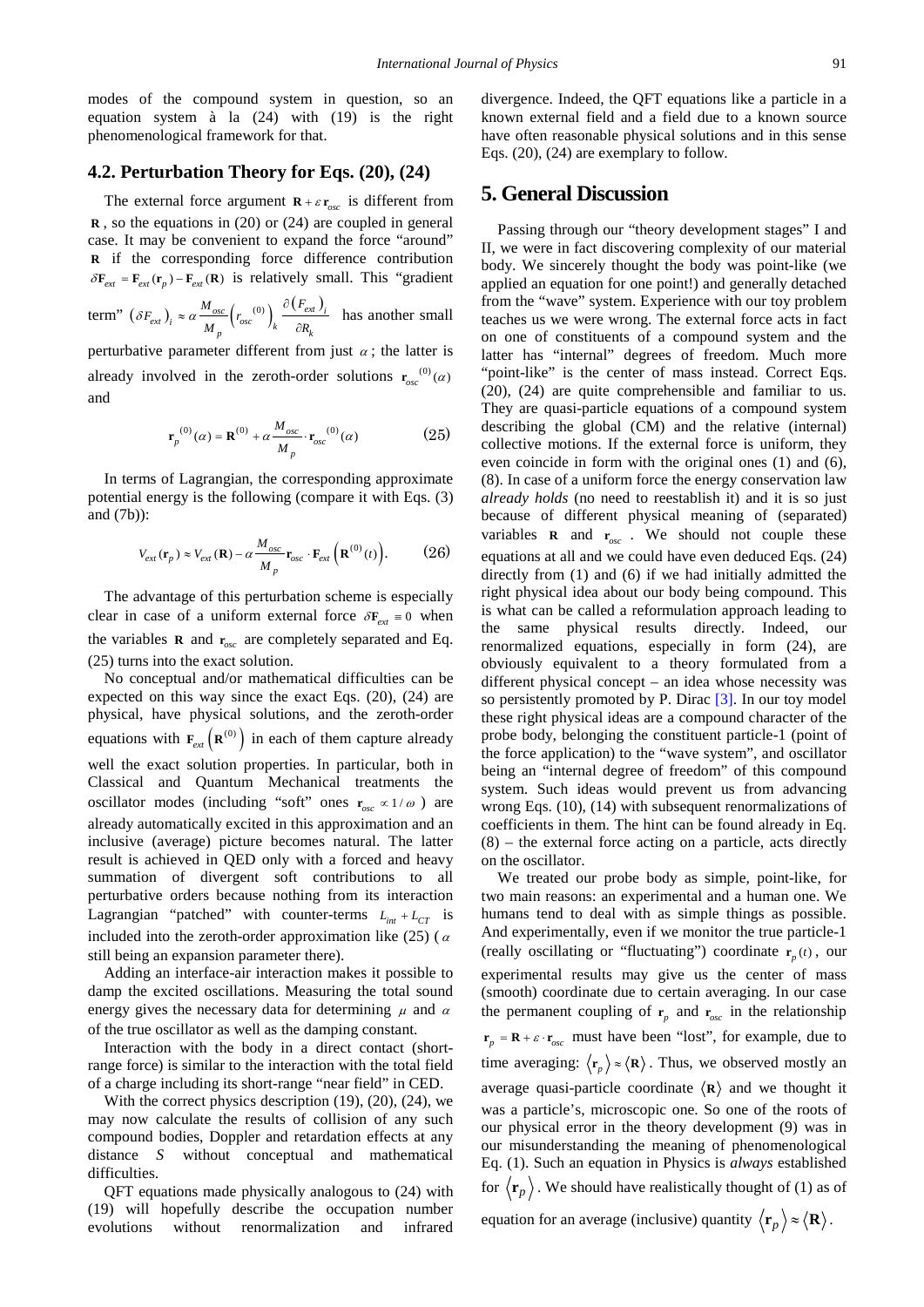modes of the compound system in question, so an equation system à la (24) with (19) is the right phenomenological framework for that.

### 4.2. Perturbation Theory for Eqs. (20), (24)

The external force argument $\mathbf{R} + \varepsilon \mathbf{r}_{osc}$ is different from $\mathbf{R}$, so the equations in (20) or (24) are coupled in general case. It may be convenient to expand the force "around" $\mathbf{R}$ if the corresponding force difference contribution $\delta\mathbf{F}_{ext} = \mathbf{F}_{ext}(\mathbf{r}_p) - \mathbf{F}_{ext}(\mathbf{R})$ is relatively small. This "gradient term" $(\delta F_{ext})_i \approx \alpha \frac{M_{osc}}{M_p}\left(r_{osc}{}^{(0)}\right)_k \frac{\partial (F_{ext})_i}{\partial R_k}$ has another small perturbative parameter different from just $\alpha$; the latter is already involved in the zeroth-order solutions $\mathbf{r}_{osc}{}^{(0)}(\alpha)$ and

$$\mathbf{r}_p{}^{(0)}(\alpha) = \mathbf{R}^{(0)} + \alpha \frac{M_{osc}}{M_p} \cdot \mathbf{r}_{osc}{}^{(0)}(\alpha) \tag{25}$$

In terms of Lagrangian, the corresponding approximate potential energy is the following (compare it with Eqs. (3) and (7b)):

$$V_{ext}(\mathbf{r}_p) \approx V_{ext}(\mathbf{R}) - \alpha \frac{M_{osc}}{M_p} \mathbf{r}_{osc} \cdot \mathbf{F}_{ext}\left(\mathbf{R}^{(0)}(t)\right). \tag{26}$$

The advantage of this perturbation scheme is especially clear in case of a uniform external force $\delta\mathbf{F}_{ext} \equiv 0$ when the variables $\mathbf{R}$ and $\mathbf{r}_{osc}$ are completely separated and Eq. (25) turns into the exact solution.

No conceptual and/or mathematical difficulties can be expected on this way since the exact Eqs. (20), (24) are physical, have physical solutions, and the zeroth-order equations with $\mathbf{F}_{ext}\left(\mathbf{R}^{(0)}\right)$ in each of them capture already well the exact solution properties. In particular, both in Classical and Quantum Mechanical treatments the oscillator modes (including "soft" ones $\mathbf{r}_{osc} \propto 1/\omega$ ) are already automatically excited in this approximation and an inclusive (average) picture becomes natural. The latter result is achieved in QED only with a forced and heavy summation of divergent soft contributions to all perturbative orders because nothing from its interaction Lagrangian "patched" with counter-terms $L_{int} + L_{CT}$ is included into the zeroth-order approximation like (25) ( $\alpha$ still being an expansion parameter there).

Adding an interface-air interaction makes it possible to damp the excited oscillations. Measuring the total sound energy gives the necessary data for determining $\mu$ and $\alpha$ of the true oscillator as well as the damping constant.

Interaction with the body in a direct contact (short-range force) is similar to the interaction with the total field of a charge including its short-range "near field" in CED.

With the correct physics description (19), (20), (24), we may now calculate the results of collision of any such compound bodies, Doppler and retardation effects at any distance $S$ without conceptual and mathematical difficulties.

QFT equations made physically analogous to (24) with (19) will hopefully describe the occupation number evolutions without renormalization and infrared divergence. Indeed, the QFT equations like a particle in a known external field and a field due to a known source have often reasonable physical solutions and in this sense Eqs. (20), (24) are exemplary to follow.

## 5. General Discussion

Passing through our "theory development stages" I and II, we were in fact discovering complexity of our material body. We sincerely thought the body was point-like (we applied an equation for one point!) and generally detached from the "wave" system. Experience with our toy problem teaches us we were wrong. The external force acts in fact on one of constituents of a compound system and the latter has "internal" degrees of freedom. Much more "point-like" is the center of mass instead. Correct Eqs. (20), (24) are quite comprehensible and familiar to us. They are quasi-particle equations of a compound system describing the global (CM) and the relative (internal) collective motions. If the external force is uniform, they even coincide in form with the original ones (1) and (6), (8). In case of a uniform force the energy conservation law *already holds* (no need to reestablish it) and it is so just because of different physical meaning of (separated) variables $\mathbf{R}$ and $\mathbf{r}_{osc}$. We should not couple these equations at all and we could have even deduced Eqs. (24) directly from (1) and (6) if we had initially admitted the right physical idea about our body being compound. This is what can be called a reformulation approach leading to the same physical results directly. Indeed, our renormalized equations, especially in form (24), are obviously equivalent to a theory formulated from a different physical concept – an idea whose necessity was so persistently promoted by P. Dirac [3]. In our toy model these right physical ideas are a compound character of the probe body, belonging the constituent particle-1 (point of the force application) to the "wave system", and oscillator being an "internal degree of freedom" of this compound system. Such ideas would prevent us from advancing wrong Eqs. (10), (14) with subsequent renormalizations of coefficients in them. The hint can be found already in Eq. (8) – the external force acting on a particle, acts directly on the oscillator.

We treated our probe body as simple, point-like, for two main reasons: an experimental and a human one. We humans tend to deal with as simple things as possible. And experimentally, even if we monitor the true particle-1 (really oscillating or "fluctuating") coordinate $\mathbf{r}_p(t)$, our experimental results may give us the center of mass (smooth) coordinate due to certain averaging. In our case the permanent coupling of $\mathbf{r}_p$ and $\mathbf{r}_{osc}$ in the relationship $\mathbf{r}_p = \mathbf{R} + \varepsilon \cdot \mathbf{r}_{osc}$ must have been "lost", for example, due to time averaging: $\langle \mathbf{r}_p \rangle \approx \langle \mathbf{R} \rangle$. Thus, we observed mostly an average quasi-particle coordinate $\langle \mathbf{R} \rangle$ and we thought it was a particle's, microscopic one. So one of the roots of our physical error in the theory development (9) was in our misunderstanding the meaning of phenomenological Eq. (1). Such an equation in Physics is *always* established for $\langle \mathbf{r}_p \rangle$. We should have realistically thought of (1) as of equation for an average (inclusive) quantity $\langle \mathbf{r}_p \rangle \approx \langle \mathbf{R} \rangle$.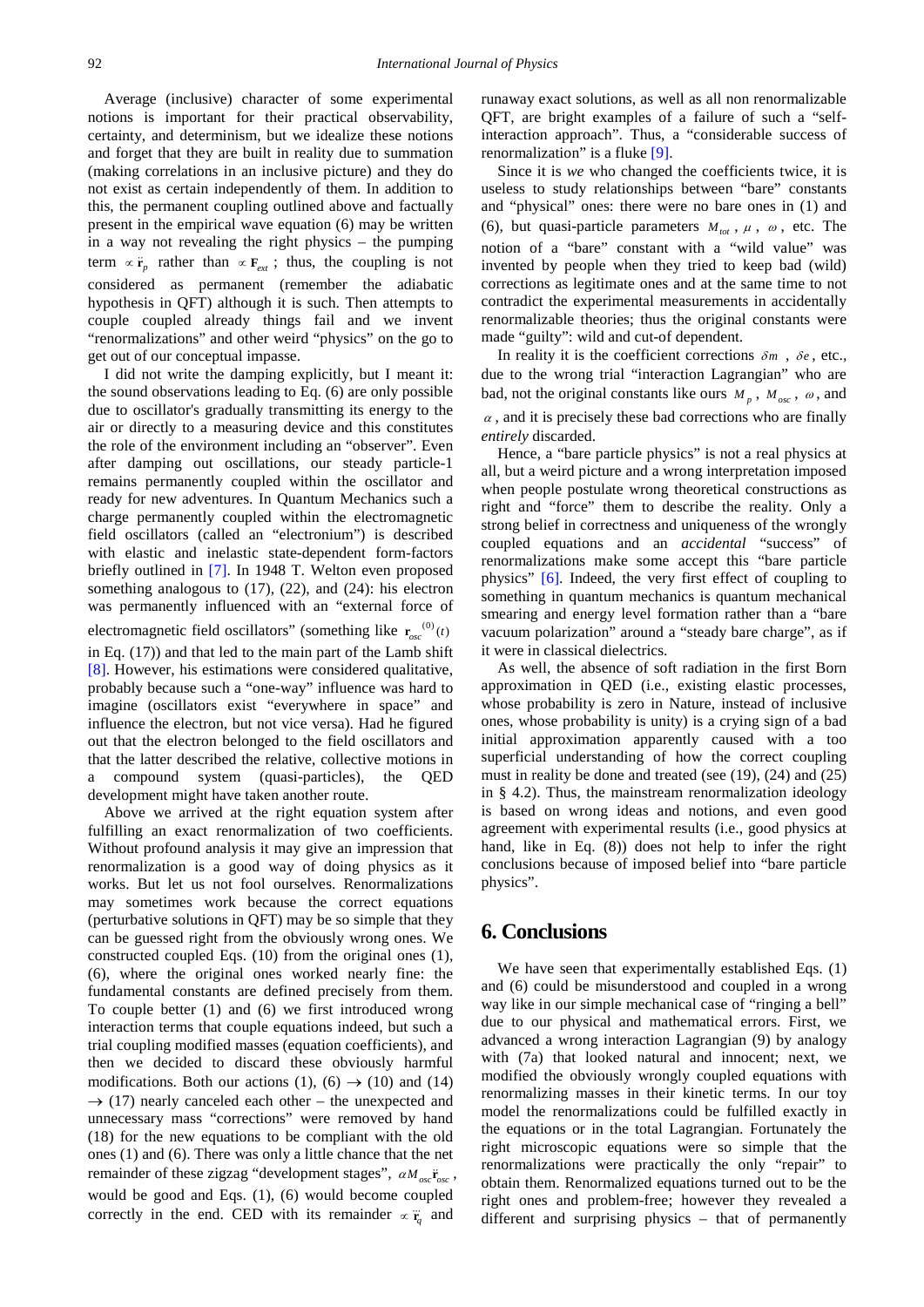Average (inclusive) character of some experimental notions is important for their practical observability, certainty, and determinism, but we idealize these notions and forget that they are built in reality due to summation (making correlations in an inclusive picture) and they do not exist as certain independently of them. In addition to this, the permanent coupling outlined above and factually present in the empirical wave equation (6) may be written in a way not revealing the right physics – the pumping term $\propto \ddot{\mathbf{r}}_p$ rather than $\propto \mathbf{F}_{ext}$; thus, the coupling is not considered as permanent (remember the adiabatic hypothesis in QFT) although it is such. Then attempts to couple coupled already things fail and we invent "renormalizations" and other weird "physics" on the go to get out of our conceptual impasse.

I did not write the damping explicitly, but I meant it: the sound observations leading to Eq. (6) are only possible due to oscillator's gradually transmitting its energy to the air or directly to a measuring device and this constitutes the role of the environment including an "observer". Even after damping out oscillations, our steady particle-1 remains permanently coupled within the oscillator and ready for new adventures. In Quantum Mechanics such a charge permanently coupled within the electromagnetic field oscillators (called an "electronium") is described with elastic and inelastic state-dependent form-factors briefly outlined in [7]. In 1948 T. Welton even proposed something analogous to (17), (22), and (24): his electron was permanently influenced with an "external force of electromagnetic field oscillators" (something like $\mathbf{r}_{osc}^{(0)}(t)$ in Eq. (17)) and that led to the main part of the Lamb shift [8]. However, his estimations were considered qualitative, probably because such a "one-way" influence was hard to imagine (oscillators exist "everywhere in space" and influence the electron, but not vice versa). Had he figured out that the electron belonged to the field oscillators and that the latter described the relative, collective motions in a compound system (quasi-particles), the QED development might have taken another route.

Above we arrived at the right equation system after fulfilling an exact renormalization of two coefficients. Without profound analysis it may give an impression that renormalization is a good way of doing physics as it works. But let us not fool ourselves. Renormalizations may sometimes work because the correct equations (perturbative solutions in QFT) may be so simple that they can be guessed right from the obviously wrong ones. We constructed coupled Eqs. (10) from the original ones (1), (6), where the original ones worked nearly fine: the fundamental constants are defined precisely from them. To couple better (1) and (6) we first introduced wrong interaction terms that couple equations indeed, but such a trial coupling modified masses (equation coefficients), and then we decided to discard these obviously harmful modifications. Both our actions (1), (6) $\to$ (10) and (14) $\to$ (17) nearly canceled each other – the unexpected and unnecessary mass "corrections" were removed by hand (18) for the new equations to be compliant with the old ones (1) and (6). There was only a little chance that the net remainder of these zigzag "development stages", $\alpha M_{osc}\ddot{\mathbf{r}}_{osc}$, would be good and Eqs. (1), (6) would become coupled correctly in the end. CED with its remainder $\propto \dddot{\mathbf{r}}_q$ and runaway exact solutions, as well as all non renormalizable QFT, are bright examples of a failure of such a "self-interaction approach". Thus, a "considerable success of renormalization" is a fluke [9].

Since it is *we* who changed the coefficients twice, it is useless to study relationships between "bare" constants and "physical" ones: there were no bare ones in (1) and (6), but quasi-particle parameters $M_{tot}$, $\mu$, $\omega$, etc. The notion of a "bare" constant with a "wild value" was invented by people when they tried to keep bad (wild) corrections as legitimate ones and at the same time to not contradict the experimental measurements in accidentally renormalizable theories; thus the original constants were made "guilty": wild and cut-of dependent.

In reality it is the coefficient corrections $\delta m$, $\delta e$, etc., due to the wrong trial "interaction Lagrangian" who are bad, not the original constants like ours $M_p$, $M_{osc}$, $\omega$, and $\alpha$, and it is precisely these bad corrections who are finally *entirely* discarded.

Hence, a "bare particle physics" is not a real physics at all, but a weird picture and a wrong interpretation imposed when people postulate wrong theoretical constructions as right and "force" them to describe the reality. Only a strong belief in correctness and uniqueness of the wrongly coupled equations and an *accidental* "success" of renormalizations make some accept this "bare particle physics" [6]. Indeed, the very first effect of coupling to something in quantum mechanics is quantum mechanical smearing and energy level formation rather than a "bare vacuum polarization" around a "steady bare charge", as if it were in classical dielectrics.

As well, the absence of soft radiation in the first Born approximation in QED (i.e., existing elastic processes, whose probability is zero in Nature, instead of inclusive ones, whose probability is unity) is a crying sign of a bad initial approximation apparently caused with a too superficial understanding of how the correct coupling must in reality be done and treated (see (19), (24) and (25) in § 4.2). Thus, the mainstream renormalization ideology is based on wrong ideas and notions, and even good agreement with experimental results (i.e., good physics at hand, like in Eq. (8)) does not help to infer the right conclusions because of imposed belief into "bare particle physics".

## 6. Conclusions

We have seen that experimentally established Eqs. (1) and (6) could be misunderstood and coupled in a wrong way like in our simple mechanical case of "ringing a bell" due to our physical and mathematical errors. First, we advanced a wrong interaction Lagrangian (9) by analogy with (7a) that looked natural and innocent; next, we modified the obviously wrongly coupled equations with renormalizing masses in their kinetic terms. In our toy model the renormalizations could be fulfilled exactly in the equations or in the total Lagrangian. Fortunately the right microscopic equations were so simple that the renormalizations were practically the only "repair" to obtain them. Renormalized equations turned out to be the right ones and problem-free; however they revealed a different and surprising physics – that of permanently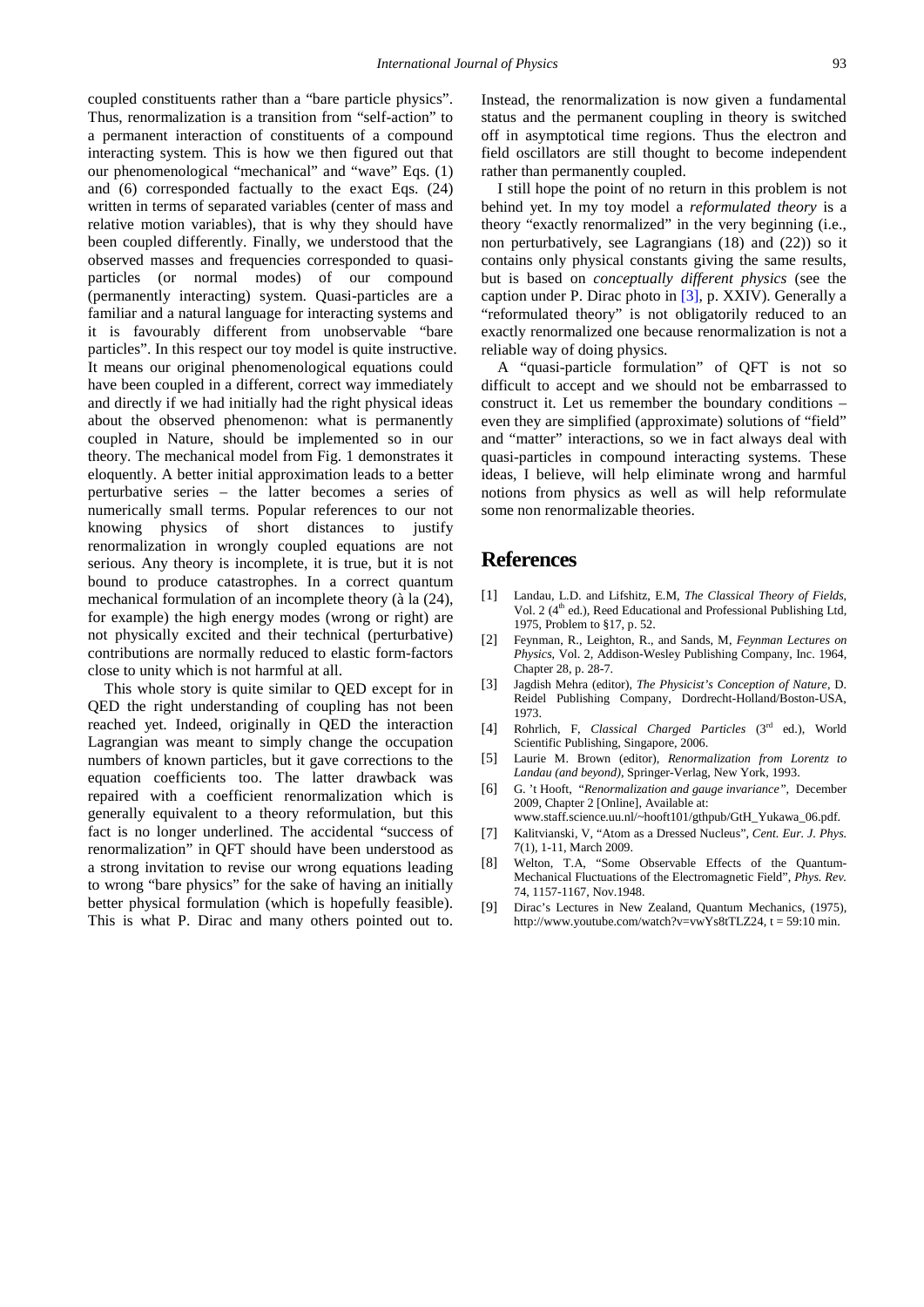coupled constituents rather than a "bare particle physics". Thus, renormalization is a transition from "self-action" to a permanent interaction of constituents of a compound interacting system. This is how we then figured out that our phenomenological "mechanical" and "wave" Eqs. (1) and (6) corresponded factually to the exact Eqs. (24) written in terms of separated variables (center of mass and relative motion variables), that is why they should have been coupled differently. Finally, we understood that the observed masses and frequencies corresponded to quasi-particles (or normal modes) of our compound (permanently interacting) system. Quasi-particles are a familiar and a natural language for interacting systems and it is favourably different from unobservable "bare particles". In this respect our toy model is quite instructive. It means our original phenomenological equations could have been coupled in a different, correct way immediately and directly if we had initially had the right physical ideas about the observed phenomenon: what is permanently coupled in Nature, should be implemented so in our theory. The mechanical model from Fig. 1 demonstrates it eloquently. A better initial approximation leads to a better perturbative series – the latter becomes a series of numerically small terms. Popular references to our not knowing physics of short distances to justify renormalization in wrongly coupled equations are not serious. Any theory is incomplete, it is true, but it is not bound to produce catastrophes. In a correct quantum mechanical formulation of an incomplete theory (à la (24), for example) the high energy modes (wrong or right) are not physically excited and their technical (perturbative) contributions are normally reduced to elastic form-factors close to unity which is not harmful at all.

This whole story is quite similar to QED except for in QED the right understanding of coupling has not been reached yet. Indeed, originally in QED the interaction Lagrangian was meant to simply change the occupation numbers of known particles, but it gave corrections to the equation coefficients too. The latter drawback was repaired with a coefficient renormalization which is generally equivalent to a theory reformulation, but this fact is no longer underlined. The accidental "success of renormalization" in QFT should have been understood as a strong invitation to revise our wrong equations leading to wrong "bare physics" for the sake of having an initially better physical formulation (which is hopefully feasible). This is what P. Dirac and many others pointed out to. Instead, the renormalization is now given a fundamental status and the permanent coupling in theory is switched off in asymptotical time regions. Thus the electron and field oscillators are still thought to become independent rather than permanently coupled.

I still hope the point of no return in this problem is not behind yet. In my toy model a *reformulated theory* is a theory "exactly renormalized" in the very beginning (i.e., non perturbatively, see Lagrangians (18) and (22)) so it contains only physical constants giving the same results, but is based on *conceptually different physics* (see the caption under P. Dirac photo in [3], p. XXIV). Generally a "reformulated theory" is not obligatorily reduced to an exactly renormalized one because renormalization is not a reliable way of doing physics.

A "quasi-particle formulation" of QFT is not so difficult to accept and we should not be embarrassed to construct it. Let us remember the boundary conditions – even they are simplified (approximate) solutions of "field" and "matter" interactions, so we in fact always deal with quasi-particles in compound interacting systems. These ideas, I believe, will help eliminate wrong and harmful notions from physics as well as will help reformulate some non renormalizable theories.

# References

[1] Landau, L.D. and Lifshitz, E.M, *The Classical Theory of Fields*, Vol. 2 (4th ed.), Reed Educational and Professional Publishing Ltd, 1975, Problem to §17, p. 52.

[2] Feynman, R., Leighton, R., and Sands, M, *Feynman Lectures on Physics*, Vol. 2, Addison-Wesley Publishing Company, Inc. 1964, Chapter 28, p. 28-7.

[3] Jagdish Mehra (editor), *The Physicist's Conception of Nature*, D. Reidel Publishing Company, Dordrecht-Holland/Boston-USA, 1973.

[4] Rohrlich, F, *Classical Charged Particles* (3rd ed.), World Scientific Publishing, Singapore, 2006.

[5] Laurie M. Brown (editor), *Renormalization from Lorentz to Landau (and beyond)*, Springer-Verlag, New York, 1993.

[6] G. 't Hooft, "*Renormalization and gauge invariance*", December 2009, Chapter 2 [Online], Available at: www.staff.science.uu.nl/~hooft101/gthpub/GtH_Yukawa_06.pdf.

[7] Kalitvianski, V, "Atom as a Dressed Nucleus", *Cent. Eur. J. Phys.* 7(1), 1-11, March 2009.

[8] Welton, T.A, "Some Observable Effects of the Quantum-Mechanical Fluctuations of the Electromagnetic Field", *Phys. Rev.* 74, 1157-1167, Nov.1948.

[9] Dirac's Lectures in New Zealand, Quantum Mechanics, (1975), http://www.youtube.com/watch?v=vwYs8tTLZ24, t = 59:10 min.